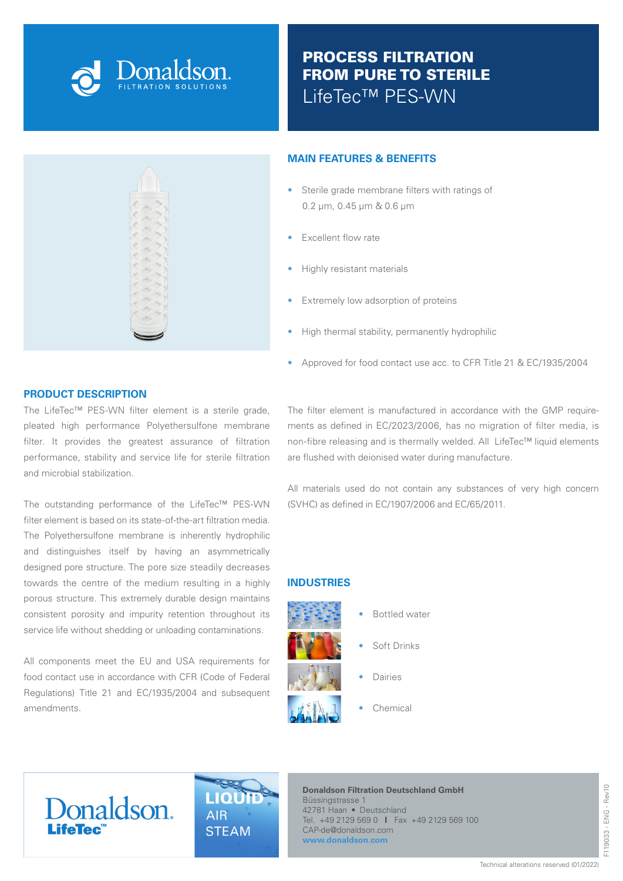Donaldson. FILTRATION SOLUTIONS

# PROCESS FILTRATION FROM PURE TO STERILE

## LifeTec™ PES-WN

## MAIN FEATURES & BENEFITS

- Sterile grade membrane filters with ratings of 0.2 µm, 0.45 µm & 0.6 µm
- Excellent flow rate
- Highly resistant materials
- Extremely low adsorption of proteins
- High thermal stability, permanently hydrophilic
- Approved for food contact use acc. to CFR Title 21 & EC/1935/2004

## PRODUCT DESCRIPTION

The LifeTec™ PES-WN filter element is a sterile grade, pleated high performance Polyethersulfone membrane filter. It provides the greatest assurance of filtration performance, stability and service life for sterile filtration and microbial stabilization.

The outstanding performance of the LifeTec™ PES-WN filter element is based on its state-of-the-art filtration media. The Polyethersulfone membrane is inherently hydrophilic and distinguishes itself by having an asymmetrically designed pore structure. The pore size steadily decreases towards the centre of the medium resulting in a highly porous structure. This extremely durable design maintains consistent porosity and impurity retention throughout its service life without shedding or unloading contaminations.

All components meet the EU and USA requirements for food contact use in accordance with CFR (Code of Federal Regulations) Title 21 and EC/1935/2004 and subsequent amendments.

The filter element is manufactured in accordance with the GMP requirements as defined in EC/2023/2006, has no migration of filter media, is non-fibre releasing and is thermally welded. All LifeTec™ liquid elements are flushed with deionised water during manufacture.

All materials used do not contain any substances of very high concern (SVHC) as defined in EC/1907/2006 and EC/65/2011.

## INDUSTRIES

- Bottled water
- Soft Drinks
- Dairies
- Chemical

Donaldson. LifeTec™

LIQUID
AIR
STEAM

**Donaldson Filtration Deutschland GmbH**
Büssingstrasse 1
42781 Haan • Deutschland
Tel. +49 2129 569 0 I Fax +49 2129 569 100
CAP-de@donaldson.com
**www.donaldson.com**

F119033 - ENG - Rev10

Technical alterations reserved (01/2022)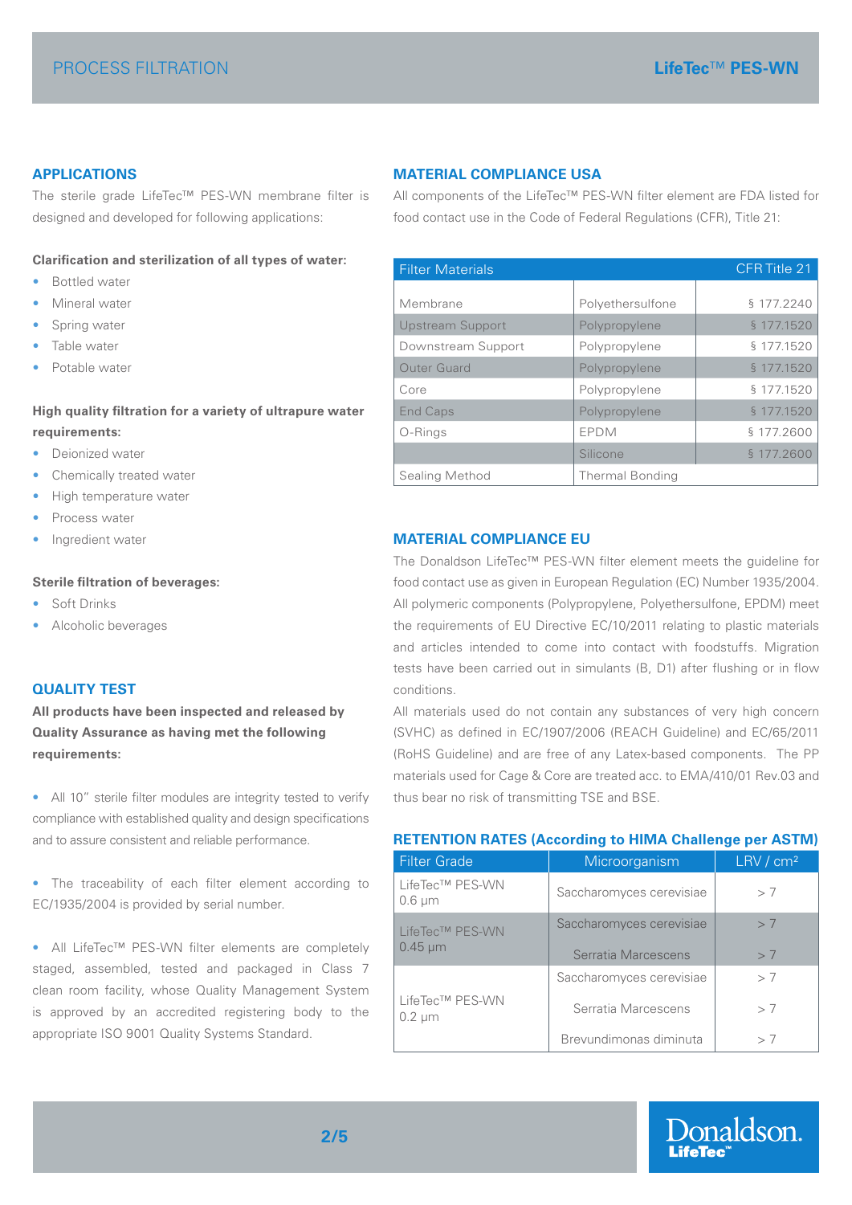## APPLICATIONS

The sterile grade LifeTec™ PES-WN membrane filter is designed and developed for following applications:

**Clarification and sterilization of all types of water:**

- Bottled water
- Mineral water
- Spring water
- Table water
- Potable water

**High quality filtration for a variety of ultrapure water requirements:**

- Deionized water
- Chemically treated water
- High temperature water
- Process water
- Ingredient water

**Sterile filtration of beverages:**

- Soft Drinks
- Alcoholic beverages

## QUALITY TEST

**All products have been inspected and released by Quality Assurance as having met the following requirements:**

- All 10" sterile filter modules are integrity tested to verify compliance with established quality and design specifications and to assure consistent and reliable performance.
- The traceability of each filter element according to EC/1935/2004 is provided by serial number.
- All LifeTec™ PES-WN filter elements are completely staged, assembled, tested and packaged in Class 7 clean room facility, whose Quality Management System is approved by an accredited registering body to the appropriate ISO 9001 Quality Systems Standard.

## MATERIAL COMPLIANCE USA

All components of the LifeTec™ PES-WN filter element are FDA listed for food contact use in the Code of Federal Regulations (CFR), Title 21:

| Filter Materials | | CFR Title 21 |
|---|---|---|
| Membrane | Polyethersulfone | § 177.2240 |
| Upstream Support | Polypropylene | § 177.1520 |
| Downstream Support | Polypropylene | § 177.1520 |
| Outer Guard | Polypropylene | § 177.1520 |
| Core | Polypropylene | § 177.1520 |
| End Caps | Polypropylene | § 177.1520 |
| O-Rings | EPDM | § 177.2600 |
| | Silicone | § 177.2600 |
| Sealing Method | Thermal Bonding | |

## MATERIAL COMPLIANCE EU

The Donaldson LifeTec™ PES-WN filter element meets the guideline for food contact use as given in European Regulation (EC) Number 1935/2004. All polymeric components (Polypropylene, Polyethersulfone, EPDM) meet the requirements of EU Directive EC/10/2011 relating to plastic materials and articles intended to come into contact with foodstuffs. Migration tests have been carried out in simulants (B, D1) after flushing or in flow conditions.

All materials used do not contain any substances of very high concern (SVHC) as defined in EC/1907/2006 (REACH Guideline) and EC/65/2011 (RoHS Guideline) and are free of any Latex-based components. The PP materials used for Cage & Core are treated acc. to EMA/410/01 Rev.03 and thus bear no risk of transmitting TSE and BSE.

## RETENTION RATES (According to HIMA Challenge per ASTM)

| Filter Grade | Microorganism | LRV / cm² |
|---|---|---|
| LifeTec™ PES-WN 0.6 µm | Saccharomyces cerevisiae | > 7 |
| LifeTec™ PES-WN 0.45 µm | Saccharomyces cerevisiae | > 7 |
| | Serratia Marcescens | > 7 |
| LifeTec™ PES-WN 0.2 µm | Saccharomyces cerevisiae | > 7 |
| | Serratia Marcescens | > 7 |
| | Brevundimonas diminuta | > 7 |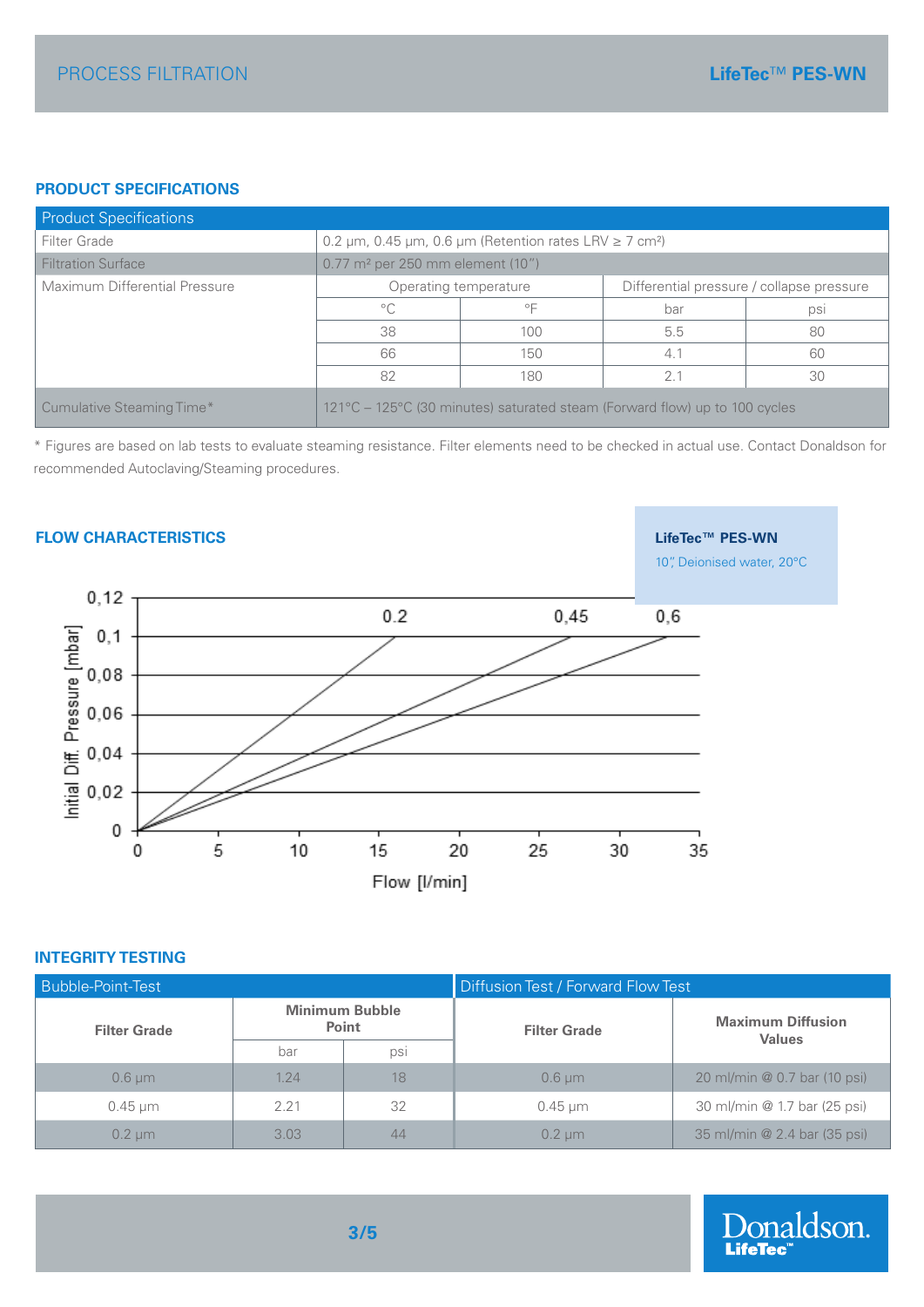## PRODUCT SPECIFICATIONS

| Product Specifications | | | | |
|---|---|---|---|---|
| Filter Grade | 0.2 µm, 0.45 µm, 0.6 µm (Retention rates LRV ≥ 7 cm²) | | | |
| Filtration Surface | 0.77 m² per 250 mm element (10”) | | | |
| Maximum Differential Pressure | Operating temperature | | Differential pressure / collapse pressure | |
| | °C | °F | bar | psi |
| | 38 | 100 | 5.5 | 80 |
| | 66 | 150 | 4.1 | 60 |
| | 82 | 180 | 2.1 | 30 |
| Cumulative Steaming Time* | 121°C – 125°C (30 minutes) saturated steam (Forward flow) up to 100 cycles | | | |

* Figures are based on lab tests to evaluate steaming resistance. Filter elements need to be checked in actual use. Contact Donaldson for recommended Autoclaving/Steaming procedures.

## FLOW CHARACTERISTICS

**LifeTec™ PES-WN**

10”, Deionised water, 20°C

Initial Diff. Pressure [mbar] vs. Flow [l/min]; curves: 0.2, 0,45, 0,6

## INTEGRITY TESTING

| Bubble-Point-Test | | | Diffusion Test / Forward Flow Test | |
|---|---|---|---|---|
| Filter Grade | Minimum Bubble Point | | Filter Grade | Maximum Diffusion Values |
| | bar | psi | | |
| 0.6 µm | 1.24 | 18 | 0.6 µm | 20 ml/min @ 0.7 bar (10 psi) |
| 0.45 µm | 2.21 | 32 | 0.45 µm | 30 ml/min @ 1.7 bar (25 psi) |
| 0.2 µm | 3.03 | 44 | 0.2 µm | 35 ml/min @ 2.4 bar (35 psi) |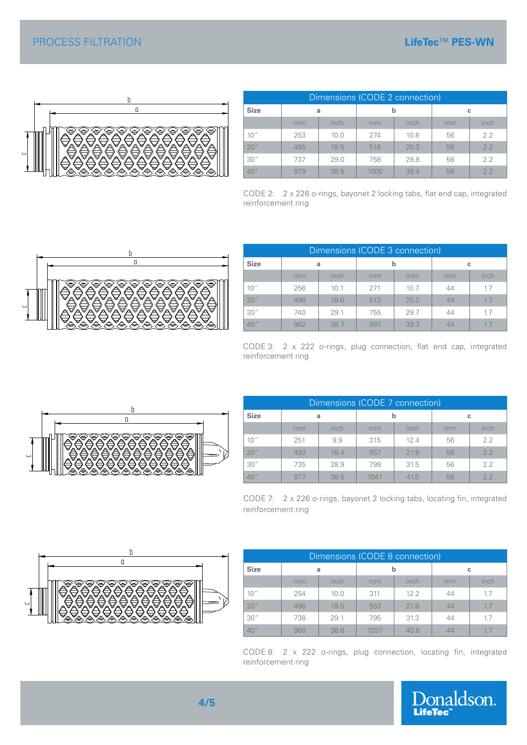| Dimensions (CODE 2 connection) | | | | | | |
|---|---|---|---|---|---|---|
| **Size** | a | | b | | c | |
| | mm | inch | mm | inch | mm | inch |
| 10″ | 253 | 10.0 | 274 | 10.8 | 56 | 2.2 |
| 20″ | 495 | 19.5 | 516 | 20.3 | 56 | 2.2 |
| 30″ | 737 | 29.0 | 758 | 29.8 | 56 | 2.2 |
| 40″ | 979 | 38.5 | 1000 | 39.4 | 56 | 2.2 |

CODE 2: 2 x 226 o-rings, bayonet 2 locking tabs, flat end cap, integrated reinforcement ring

| Dimensions (CODE 3 connection) | | | | | | |
|---|---|---|---|---|---|---|
| **Size** | a | | b | | c | |
| | mm | inch | mm | inch | mm | inch |
| 10″ | 256 | 10.1 | 271 | 10.7 | 44 | 1.7 |
| 20″ | 498 | 19.6 | 513 | 20.2 | 44 | 1.7 |
| 30″ | 740 | 29.1 | 755 | 29.7 | 44 | 1.7 |
| 40″ | 982 | 38.7 | 997 | 39.3 | 44 | 1.7 |

CODE 3: 2 x 222 o-rings, plug connection, flat end cap, integrated reinforcement ring

| Dimensions (CODE 7 connection) | | | | | | |
|---|---|---|---|---|---|---|
| **Size** | a | | b | | c | |
| | mm | inch | mm | inch | mm | inch |
| 10″ | 251 | 9.9 | 315 | 12.4 | 56 | 2.2 |
| 20″ | 493 | 19.4 | 557 | 21.9 | 56 | 2.2 |
| 30″ | 735 | 28.9 | 799 | 31.5 | 56 | 2.2 |
| 40″ | 977 | 38.5 | 1041 | 41.0 | 56 | 2.2 |

CODE 7: 2 x 226 o-rings, bayonet 2 locking tabs, locating fin, integrated reinforcement ring

| Dimensions (CODE 8 connection) | | | | | | |
|---|---|---|---|---|---|---|
| **Size** | a | | b | | c | |
| | mm | inch | mm | inch | mm | inch |
| 10″ | 254 | 10.0 | 311 | 12.2 | 44 | 1.7 |
| 20″ | 496 | 19.5 | 553 | 21.8 | 44 | 1.7 |
| 30″ | 738 | 29.1 | 795 | 31.3 | 44 | 1.7 |
| 40″ | 980 | 38.6 | 1037 | 40.8 | 44 | 1.7 |

CODE 8: 2 x 222 o-rings, plug connection, locating fin, integrated reinforcement ring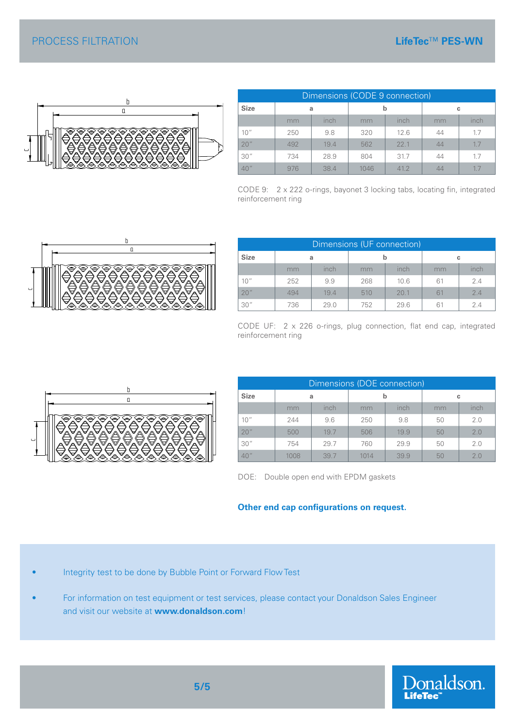| Dimensions (CODE 9 connection) | | | | | | |
|---|---|---|---|---|---|---|
| Size | a | | b | | c | |
| | mm | inch | mm | inch | mm | inch |
| 10" | 250 | 9.8 | 320 | 12.6 | 44 | 1.7 |
| 20" | 492 | 19.4 | 562 | 22.1 | 44 | 1.7 |
| 30" | 734 | 28.9 | 804 | 31.7 | 44 | 1.7 |
| 40" | 976 | 38.4 | 1046 | 41.2 | 44 | 1.7 |

CODE 9: 2 x 222 o-rings, bayonet 3 locking tabs, locating fin, integrated reinforcement ring

| Dimensions (UF connection) | | | | | | |
|---|---|---|---|---|---|---|
| Size | a | | b | | c | |
| | mm | inch | mm | inch | mm | inch |
| 10" | 252 | 9.9 | 268 | 10.6 | 61 | 2.4 |
| 20" | 494 | 19.4 | 510 | 20.1 | 61 | 2.4 |
| 30" | 736 | 29.0 | 752 | 29.6 | 61 | 2.4 |

CODE UF: 2 x 226 o-rings, plug connection, flat end cap, integrated reinforcement ring

| Dimensions (DOE connection) | | | | | | |
|---|---|---|---|---|---|---|
| Size | a | | b | | c | |
| | mm | inch | mm | inch | mm | inch |
| 10" | 244 | 9.6 | 250 | 9.8 | 50 | 2.0 |
| 20" | 500 | 19.7 | 506 | 19.9 | 50 | 2.0 |
| 30" | 754 | 29.7 | 760 | 29.9 | 50 | 2.0 |
| 40" | 1008 | 39.7 | 1014 | 39.9 | 50 | 2.0 |

DOE: Double open end with EPDM gaskets

**Other end cap configurations on request.**

- Integrity test to be done by Bubble Point or Forward Flow Test
- For information on test equipment or test services, please contact your Donaldson Sales Engineer and visit our website at **www.donaldson.com**!